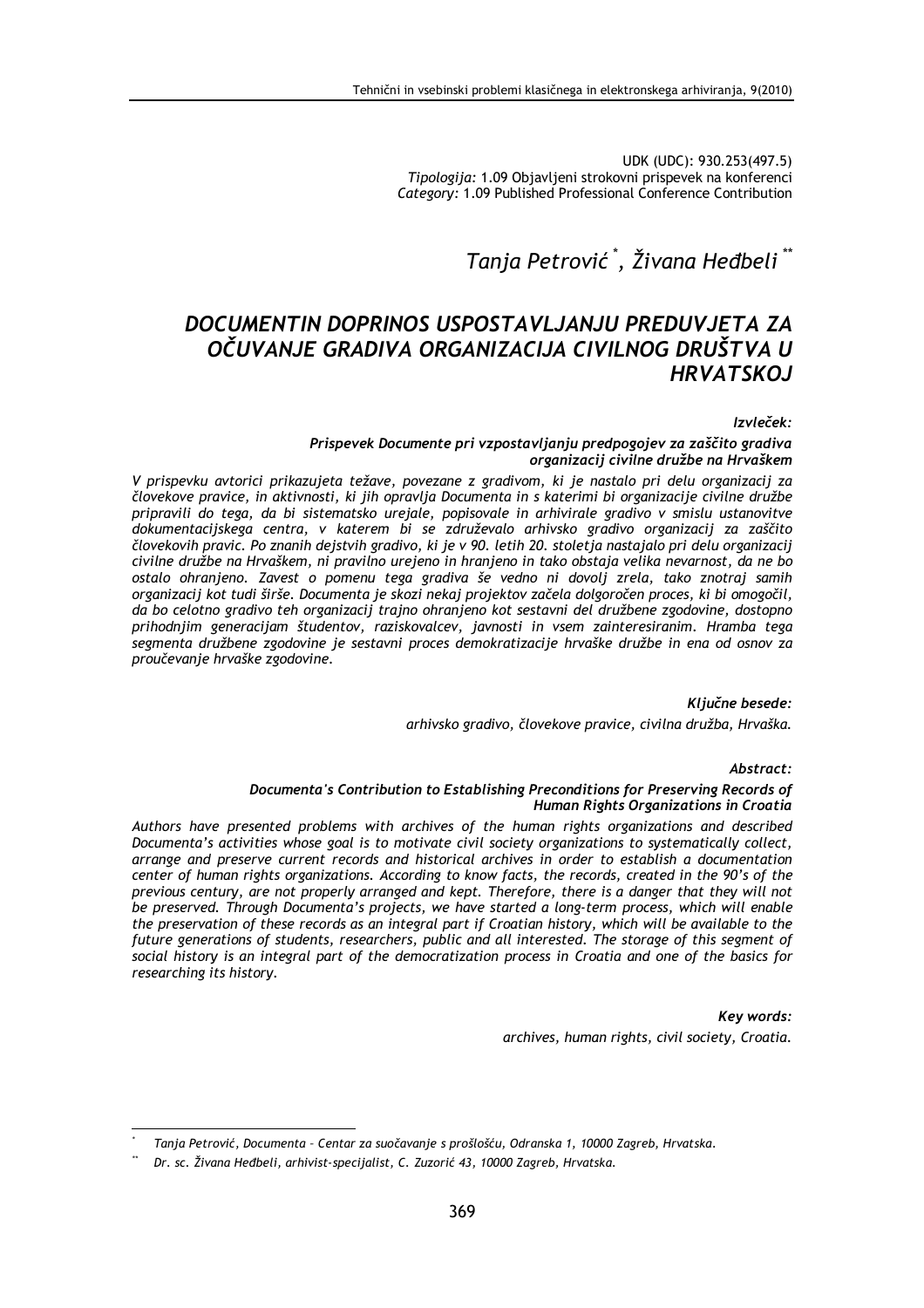UDK (UDC): 930.253(497.5)
*Tipologija:* 1.09 Objavljeni strokovni prispevek na konferenci
*Category:* 1.09 Published Professional Conference Contribution

*Tanja Petrović* [*], *Živana Heđbeli* [**]

# DOCUMENTIN DOPRINOS USPOSTAVLJANJU PREDUVJETA ZA OČUVANJE GRADIVA ORGANIZACIJA CIVILNOG DRUŠTVA U HRVATSKOJ

***Izvleček:***

***Prispevek Documente pri vzpostavljanju predpogojev za zaščito gradiva organizacij civilne družbe na Hrvaškem***

*V prispevku avtorici prikazujeta težave, povezane z gradivom, ki je nastalo pri delu organizacij za človekove pravice, in aktivnosti, ki jih opravlja Documenta in s katerimi bi organizacije civilne družbe pripravili do tega, da bi sistematsko urejale, popisovale in arhivirale gradivo v smislu ustanovitve dokumentacijskega centra, v katerem bi se združevalo arhivsko gradivo organizacij za zaščito človekovih pravic. Po znanih dejstvih gradivo, ki je v 90. letih 20. stoletja nastajalo pri delu organizacij civilne družbe na Hrvaškem, ni pravilno urejeno in hranjeno in tako obstaja velika nevarnost, da ne bo ostalo ohranjeno. Zavest o pomenu tega gradiva še vedno ni dovolj zrela, tako znotraj samih organizacij kot tudi širše. Documenta je skozi nekaj projektov začela dolgoročen proces, ki bi omogočil, da bo celotno gradivo teh organizacij trajno ohranjeno kot sestavni del družbene zgodovine, dostopno prihodnjim generacijam študentov, raziskovalcev, javnosti in vsem zainteresiranim. Hramba tega segmenta družbene zgodovine je sestavni proces demokratizacije hrvaške družbe in ena od osnov za proučevanje hrvaške zgodovine.*

***Ključne besede:***

*arhivsko gradivo, človekove pravice, civilna družba, Hrvaška.*

***Abstract:***

***Documenta's Contribution to Establishing Preconditions for Preserving Records of Human Rights Organizations in Croatia***

*Authors have presented problems with archives of the human rights organizations and described Documenta's activities whose goal is to motivate civil society organizations to systematically collect, arrange and preserve current records and historical archives in order to establish a documentation center of human rights organizations. According to know facts, the records, created in the 90's of the previous century, are not properly arranged and kept. Therefore, there is a danger that they will not be preserved. Through Documenta's projects, we have started a long-term process, which will enable the preservation of these records as an integral part if Croatian history, which will be available to the future generations of students, researchers, public and all interested. The storage of this segment of social history is an integral part of the democratization process in Croatia and one of the basics for researching its history.*

***Key words:***

*archives, human rights, civil society, Croatia.*

---

[*] *Tanja Petrović, Documenta – Centar za suočavanje s prošlošću, Odranska 1, 10000 Zagreb, Hrvatska.*

[**] *Dr. sc. Živana Heđbeli, arhivist-specijalist, C. Zuzorić 43, 10000 Zagreb, Hrvatska.*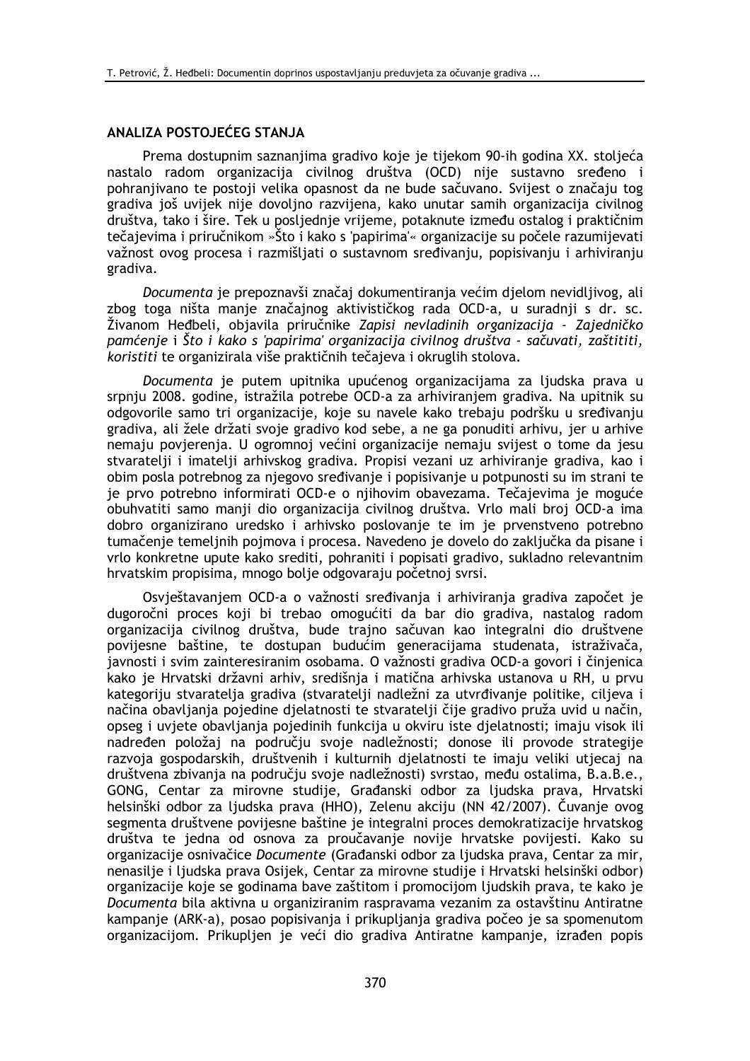## ANALIZA POSTOJEĆEG STANJA

Prema dostupnim saznanjima gradivo koje je tijekom 90-ih godina XX. stoljeća nastalo radom organizacija civilnog društva (OCD) nije sustavno sređeno i pohranjivano te postoji velika opasnost da ne bude sačuvano. Svijest o značaju tog gradiva još uvijek nije dovoljno razvijena, kako unutar samih organizacija civilnog društva, tako i šire. Tek u posljednje vrijeme, potaknute između ostalog i praktičnim tečajevima i priručnikom »Što i kako s 'papirima'« organizacije su počele razumijevati važnost ovog procesa i razmišljati o sustavnom sređivanju, popisivanju i arhiviranju gradiva.

*Documenta* je prepoznavši značaj dokumentiranja većim djelom nevidljivog, ali zbog toga ništa manje značajnog aktivističkog rada OCD-a, u suradnji s dr. sc. Živanom Heđbeli, objavila priručnike *Zapisi nevladinih organizacija - Zajedničko pamćenje* i *Što i kako s 'papirima' organizacija civilnog društva - sačuvati, zaštititi, koristiti* te organizirala više praktičnih tečajeva i okruglih stolova.

*Documenta* je putem upitnika upućenog organizacijama za ljudska prava u srpnju 2008. godine, istražila potrebe OCD-a za arhiviranjem gradiva. Na upitnik su odgovorile samo tri organizacije, koje su navele kako trebaju podršku u sređivanju gradiva, ali žele držati svoje gradivo kod sebe, a ne ga ponuditi arhivu, jer u arhive nemaju povjerenja. U ogromnoj većini organizacije nemaju svijest o tome da jesu stvaratelji i imatelji arhivskog gradiva. Propisi vezani uz arhiviranje gradiva, kao i obim posla potrebnog za njegovo sređivanje i popisivanje u potpunosti su im strani te je prvo potrebno informirati OCD-e o njihovim obavezama. Tečajevima je moguće obuhvatiti samo manji dio organizacija civilnog društva. Vrlo mali broj OCD-a ima dobro organizirano uredsko i arhivsko poslovanje te im je prvenstveno potrebno tumačenje temeljnih pojmova i procesa. Navedeno je dovelo do zaključka da pisane i vrlo konkretne upute kako srediti, pohraniti i popisati gradivo, sukladno relevantnim hrvatskim propisima, mnogo bolje odgovaraju početnoj svrsi.

Osvještavanjem OCD-a o važnosti sređivanja i arhiviranja gradiva započet je dugoročni proces koji bi trebao omogućiti da bar dio gradiva, nastalog radom organizacija civilnog društva, bude trajno sačuvan kao integralni dio društvene povijesne baštine, te dostupan budućim generacijama studenata, istraživača, javnosti i svim zainteresiranim osobama. O važnosti gradiva OCD-a govori i činjenica kako je Hrvatski državni arhiv, središnja i matična arhivska ustanova u RH, u prvu kategoriju stvaratelja gradiva (stvaratelji nadležni za utvrđivanje politike, ciljeva i načina obavljanja pojedine djelatnosti te stvaratelji čije gradivo pruža uvid u način, opseg i uvjete obavljanja pojedinih funkcija u okviru iste djelatnosti; imaju visok ili nadređen položaj na području svoje nadležnosti; donose ili provode strategije razvoja gospodarskih, društvenih i kulturnih djelatnosti te imaju veliki utjecaj na društvena zbivanja na području svoje nadležnosti) svrstao, među ostalima, B.a.B.e., GONG, Centar za mirovne studije, Građanski odbor za ljudska prava, Hrvatski helsinški odbor za ljudska prava (HHO), Zelenu akciju (NN 42/2007). Čuvanje ovog segmenta društvene povijesne baštine je integralni proces demokratizacije hrvatskog društva te jedna od osnova za proučavanje novije hrvatske povijesti. Kako su organizacije osnivačice *Documente* (Građanski odbor za ljudska prava, Centar za mir, nenasilje i ljudska prava Osijek, Centar za mirovne studije i Hrvatski helsinški odbor) organizacije koje se godinama bave zaštitom i promocijom ljudskih prava, te kako je *Documenta* bila aktivna u organiziranim raspravama vezanim za ostavštinu Antiratne kampanje (ARK-a), posao popisivanja i prikupljanja gradiva počeo je sa spomenutom organizacijom. Prikupljen je veći dio gradiva Antiratne kampanje, izrađen popis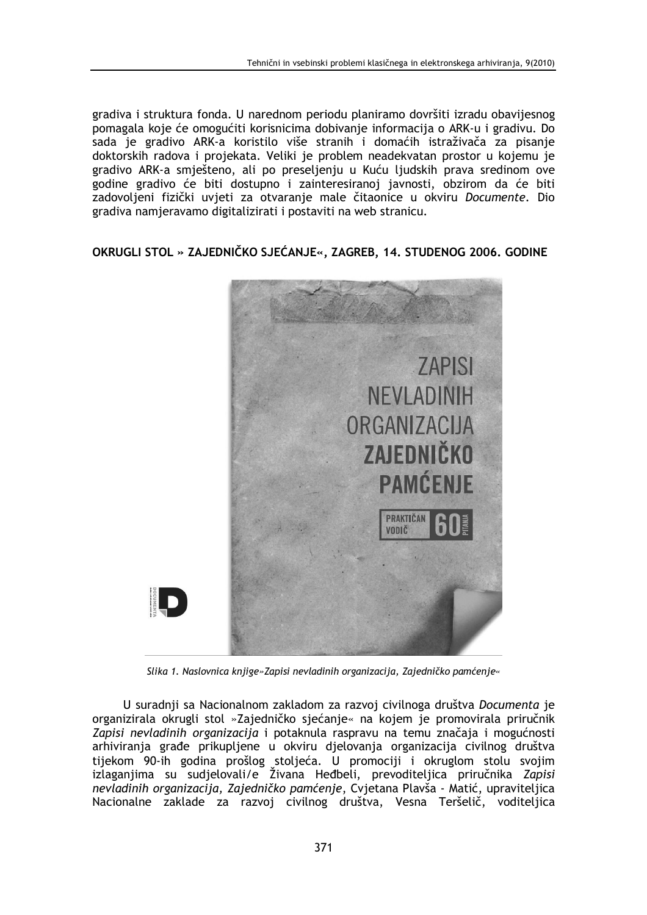gradiva i struktura fonda. U narednom periodu planiramo dovršiti izradu obavijesnog pomagala koje će omogućiti korisnicima dobivanje informacija o ARK-u i gradivu. Do sada je gradivo ARK-a koristilo više stranih i domaćih istraživača za pisanje doktorskih radova i projekata. Veliki je problem neadekvatan prostor u kojemu je gradivo ARK-a smješteno, ali po preseljenju u Kuću ljudskih prava sredinom ove godine gradivo će biti dostupno i zainteresiranoj javnosti, obzirom da će biti zadovoljeni fizički uvjeti za otvaranje male čitaonice u okviru *Documente*. Dio gradiva namjeravamo digitalizirati i postaviti na web stranicu.

## OKRUGLI STOL » ZAJEDNIČKO SJEĆANJE«, ZAGREB, 14. STUDENOG 2006. GODINE

*Slika 1. Naslovnica knjige»Zapisi nevladinih organizacija, Zajedničko pamćenje«*

U suradnji sa Nacionalnom zakladom za razvoj civilnoga društva *Documenta* je organizirala okrugli stol »Zajedničko sjećanje« na kojem je promovirala priručnik *Zapisi nevladinih organizacija* i potaknula raspravu na temu značaja i mogućnosti arhiviranja građe prikupljene u okviru djelovanja organizacija civilnog društva tijekom 90-ih godina prošlog stoljeća. U promociji i okruglom stolu svojim izlaganjima su sudjelovali/e Živana Heđbeli, prevoditeljica priručnika *Zapisi nevladinih organizacija, Zajedničko pamćenje*, Cvjetana Plavša - Matić, upraviteljica Nacionalne zaklade za razvoj civilnog društva, Vesna Teršelič, voditeljica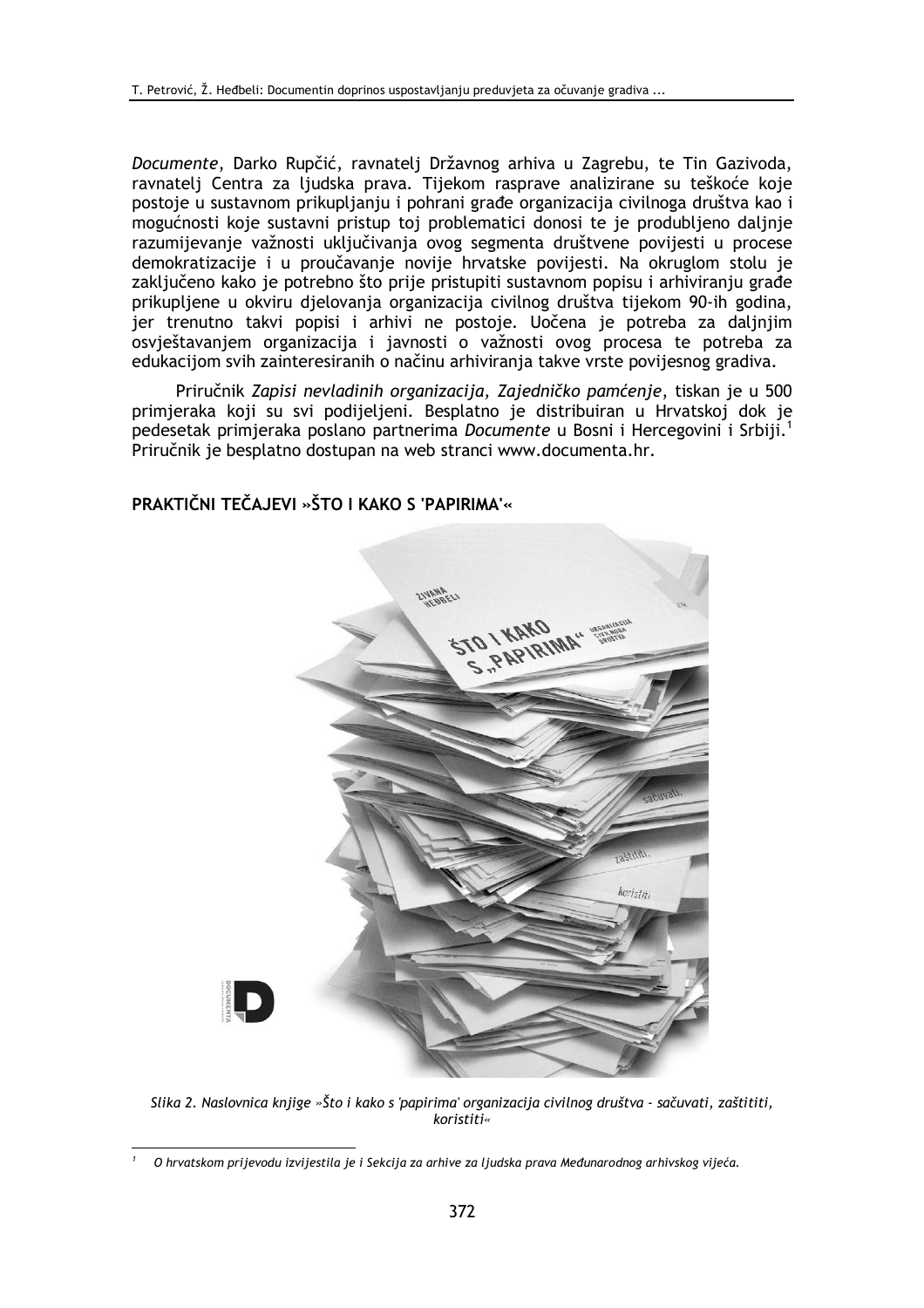*Documente*, Darko Rupčić, ravnatelj Državnog arhiva u Zagrebu, te Tin Gazivoda, ravnatelj Centra za ljudska prava. Tijekom rasprave analizirane su teškoće koje postoje u sustavnom prikupljanju i pohrani građe organizacija civilnoga društva kao i mogućnosti koje sustavni pristup toj problematici donosi te je produbljeno daljnje razumijevanje važnosti uključivanja ovog segmenta društvene povijesti u procese demokratizacije i u proučavanje novije hrvatske povijesti. Na okruglom stolu je zaključeno kako je potrebno što prije pristupiti sustavnom popisu i arhiviranju građe prikupljene u okviru djelovanja organizacija civilnog društva tijekom 90-ih godina, jer trenutno takvi popisi i arhivi ne postoje. Uočena je potreba za daljnjim osvještavanjem organizacija i javnosti o važnosti ovog procesa te potreba za edukacijom svih zainteresiranih o načinu arhiviranja takve vrste povijesnog gradiva.

Priručnik *Zapisi nevladinih organizacija, Zajedničko pamćenje*, tiskan je u 500 primjeraka koji su svi podijeljeni. Besplatno je distribuiran u Hrvatskoj dok je pedesetak primjeraka poslano partnerima *Documente* u Bosni i Hercegovini i Srbiji.[1] Priručnik je besplatno dostupan na web stranci www.documenta.hr.

## PRAKTIČNI TEČAJEVI »ŠTO I KAKO S 'PAPIRIMA'«

*Slika 2. Naslovnica knjige »Što i kako s 'papirima' organizacija civilnog društva - sačuvati, zaštititi, koristiti«*

[1] *O hrvatskom prijevodu izvijestila je i Sekcija za arhive za ljudska prava Međunarodnog arhivskog vijeća.*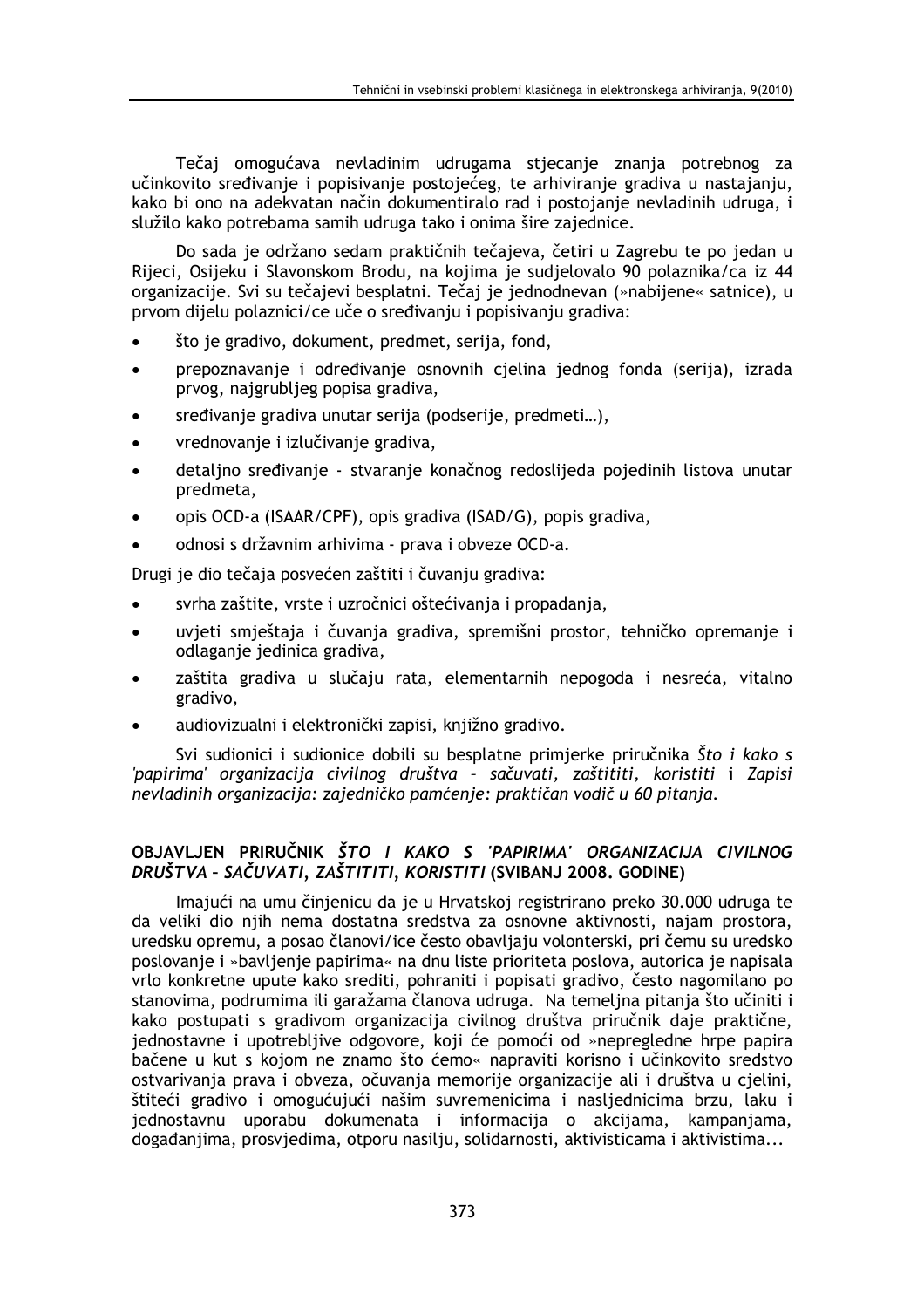Tečaj omogućava nevladinim udrugama stjecanje znanja potrebnog za učinkovito sređivanje i popisivanje postojećeg, te arhiviranje gradiva u nastajanju, kako bi ono na adekvatan način dokumentiralo rad i postojanje nevladinih udruga, i služilo kako potrebama samih udruga tako i onima šire zajednice.

Do sada je održano sedam praktičnih tečajeva, četiri u Zagrebu te po jedan u Rijeci, Osijeku i Slavonskom Brodu, na kojima je sudjelovalo 90 polaznika/ca iz 44 organizacije. Svi su tečajevi besplatni. Tečaj je jednodnevan (»nabijene« satnice), u prvom dijelu polaznici/ce uče o sređivanju i popisivanju gradiva:

- što je gradivo, dokument, predmet, serija, fond,
- prepoznavanje i određivanje osnovnih cjelina jednog fonda (serija), izrada prvog, najgrubljeg popisa gradiva,
- sređivanje gradiva unutar serija (podserije, predmeti…),
- vrednovanje i izlučivanje gradiva,
- detaljno sređivanje - stvaranje konačnog redoslijeda pojedinih listova unutar predmeta,
- opis OCD-a (ISAAR/CPF), opis gradiva (ISAD/G), popis gradiva,
- odnosi s državnim arhivima - prava i obveze OCD-a.

Drugi je dio tečaja posvećen zaštiti i čuvanju gradiva:

- svrha zaštite, vrste i uzročnici oštećivanja i propadanja,
- uvjeti smještaja i čuvanja gradiva, spremišni prostor, tehničko opremanje i odlaganje jedinica gradiva,
- zaštita gradiva u slučaju rata, elementarnih nepogoda i nesreća, vitalno gradivo,
- audiovizualni i elektronički zapisi, knjižno gradivo.

Svi sudionici i sudionice dobili su besplatne primjerke priručnika *Što i kako s 'papirima' organizacija civilnog društva – sačuvati, zaštititi, koristiti* i *Zapisi nevladinih organizacija: zajedničko pamćenje: praktičan vodič u 60 pitanja*.

## OBJAVLJEN PRIRUČNIK *ŠTO I KAKO S 'PAPIRIMA' ORGANIZACIJA CIVILNOG DRUŠTVA – SAČUVATI, ZAŠTITITI, KORISTITI* (SVIBANJ 2008. GODINE)

Imajući na umu činjenicu da je u Hrvatskoj registrirano preko 30.000 udruga te da veliki dio njih nema dostatna sredstva za osnovne aktivnosti, najam prostora, uredsku opremu, a posao članovi/ice često obavljaju volonterski, pri čemu su uredsko poslovanje i »bavljenje papirima« na dnu liste prioriteta poslova, autorica je napisala vrlo konkretne upute kako srediti, pohraniti i popisati gradivo, često nagomilano po stanovima, podrumima ili garažama članova udruga. Na temeljna pitanja što učiniti i kako postupati s gradivom organizacija civilnog društva priručnik daje praktične, jednostavne i upotrebljive odgovore, koji će pomoći od »nepregledne hrpe papira bačene u kut s kojom ne znamo što ćemo« napraviti korisno i učinkovito sredstvo ostvarivanja prava i obveza, očuvanja memorije organizacije ali i društva u cjelini, štiteći gradivo i omogućujući našim suvremenicima i nasljednicima brzu, laku i jednostavnu uporabu dokumenata i informacija o akcijama, kampanjama, događanjima, prosvjedima, otporu nasilju, solidarnosti, aktivisticama i aktivistima...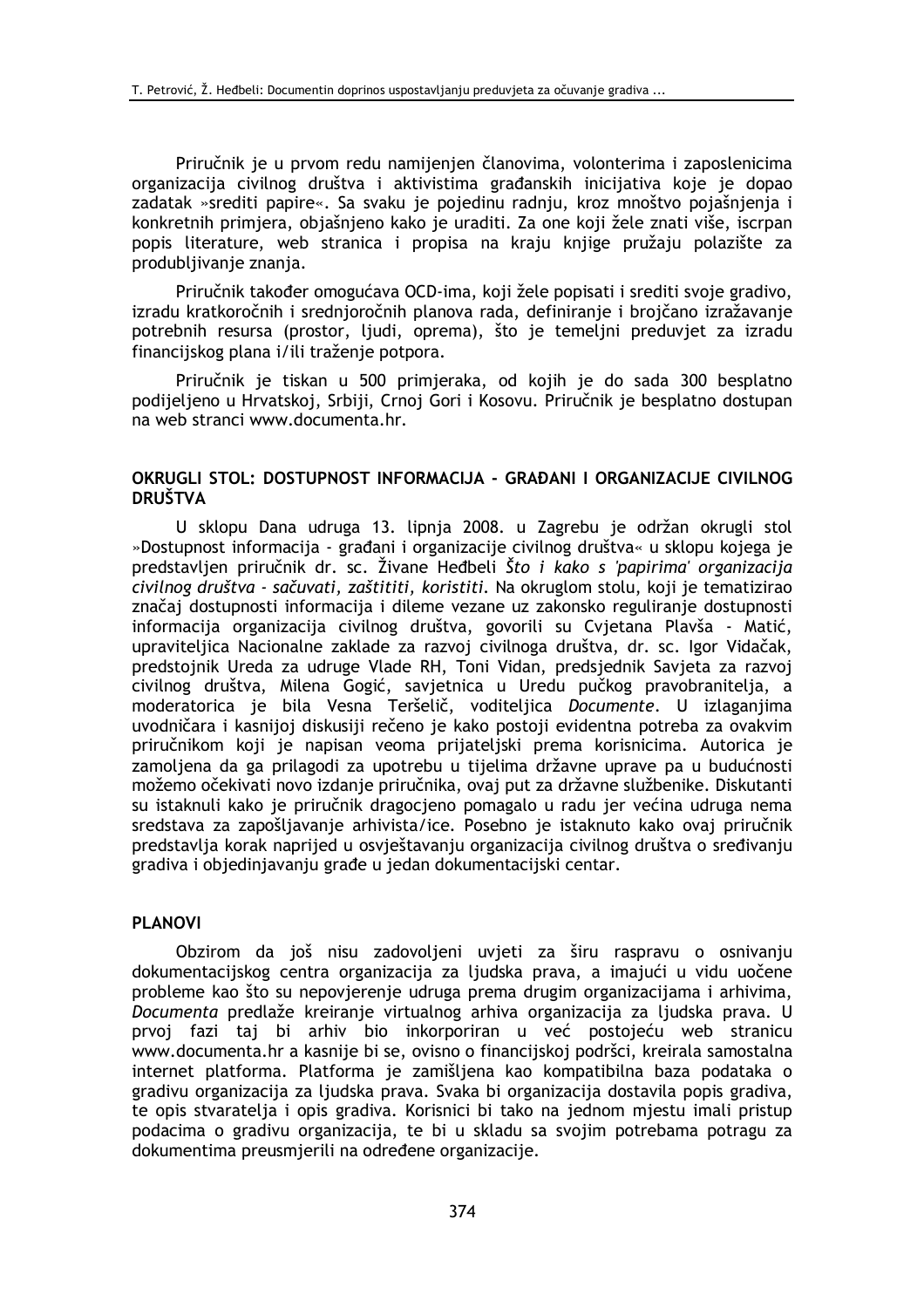Priručnik je u prvom redu namijenjen članovima, volonterima i zaposlenicima organizacija civilnog društva i aktivistima građanskih inicijativa koje je dopao zadatak »srediti papire«. Sa svaku je pojedinu radnju, kroz mnoštvo pojašnjenja i konkretnih primjera, objašnjeno kako je uraditi. Za one koji žele znati više, iscrpan popis literature, web stranica i propisa na kraju knjige pružaju polazište za produbljivanje znanja.

Priručnik također omogućava OCD-ima, koji žele popisati i srediti svoje gradivo, izradu kratkoročnih i srednjoročnih planova rada, definiranje i brojčano izražavanje potrebnih resursa (prostor, ljudi, oprema), što je temeljni preduvjet za izradu financijskog plana i/ili traženje potpora.

Priručnik je tiskan u 500 primjeraka, od kojih je do sada 300 besplatno podijeljeno u Hrvatskoj, Srbiji, Crnoj Gori i Kosovu. Priručnik je besplatno dostupan na web stranci www.documenta.hr.

## OKRUGLI STOL: DOSTUPNOST INFORMACIJA - GRAĐANI I ORGANIZACIJE CIVILNOG DRUŠTVA

U sklopu Dana udruga 13. lipnja 2008. u Zagrebu je održan okrugli stol »Dostupnost informacija - građani i organizacije civilnog društva« u sklopu kojega je predstavljen priručnik dr. sc. Živane Heđbeli *Što i kako s 'papirima' organizacija civilnog društva - sačuvati, zaštititi, koristiti.* Na okruglom stolu, koji je tematizirao značaj dostupnosti informacija i dileme vezane uz zakonsko reguliranje dostupnosti informacija organizacija civilnog društva, govorili su Cvjetana Plavša - Matić, upraviteljica Nacionalne zaklade za razvoj civilnoga društva, dr. sc. Igor Vidačak, predstojnik Ureda za udruge Vlade RH, Toni Vidan, predsjednik Savjeta za razvoj civilnog društva, Milena Gogić, savjetnica u Uredu pučkog pravobranitelja, a moderatorica je bila Vesna Teršelič, voditeljica *Documente*. U izlaganjima uvodničara i kasnijoj diskusiji rečeno je kako postoji evidentna potreba za ovakvim priručnikom koji je napisan veoma prijateljski prema korisnicima. Autorica je zamoljena da ga prilagodi za upotrebu u tijelima državne uprave pa u budućnosti možemo očekivati novo izdanje priručnika, ovaj put za državne službenike. Diskutanti su istaknuli kako je priručnik dragocjeno pomagalo u radu jer većina udruga nema sredstava za zapošljavanje arhivista/ice. Posebno je istaknuto kako ovaj priručnik predstavlja korak naprijed u osvještavanju organizacija civilnog društva o sređivanju gradiva i objedinjavanju građe u jedan dokumentacijski centar.

## PLANOVI

Obzirom da još nisu zadovoljeni uvjeti za širu raspravu o osnivanju dokumentacijskog centra organizacija za ljudska prava, a imajući u vidu uočene probleme kao što su nepovjerenje udruga prema drugim organizacijama i arhivima, *Documenta* predlaže kreiranje virtualnog arhiva organizacija za ljudska prava. U prvoj fazi taj bi arhiv bio inkorporiran u već postojeću web stranicu www.documenta.hr a kasnije bi se, ovisno o financijskoj podršci, kreirala samostalna internet platforma. Platforma je zamišljena kao kompatibilna baza podataka o gradivu organizacija za ljudska prava. Svaka bi organizacija dostavila popis gradiva, te opis stvaratelja i opis gradiva. Korisnici bi tako na jednom mjestu imali pristup podacima o gradivu organizacija, te bi u skladu sa svojim potrebama potragu za dokumentima preusmjerili na određene organizacije.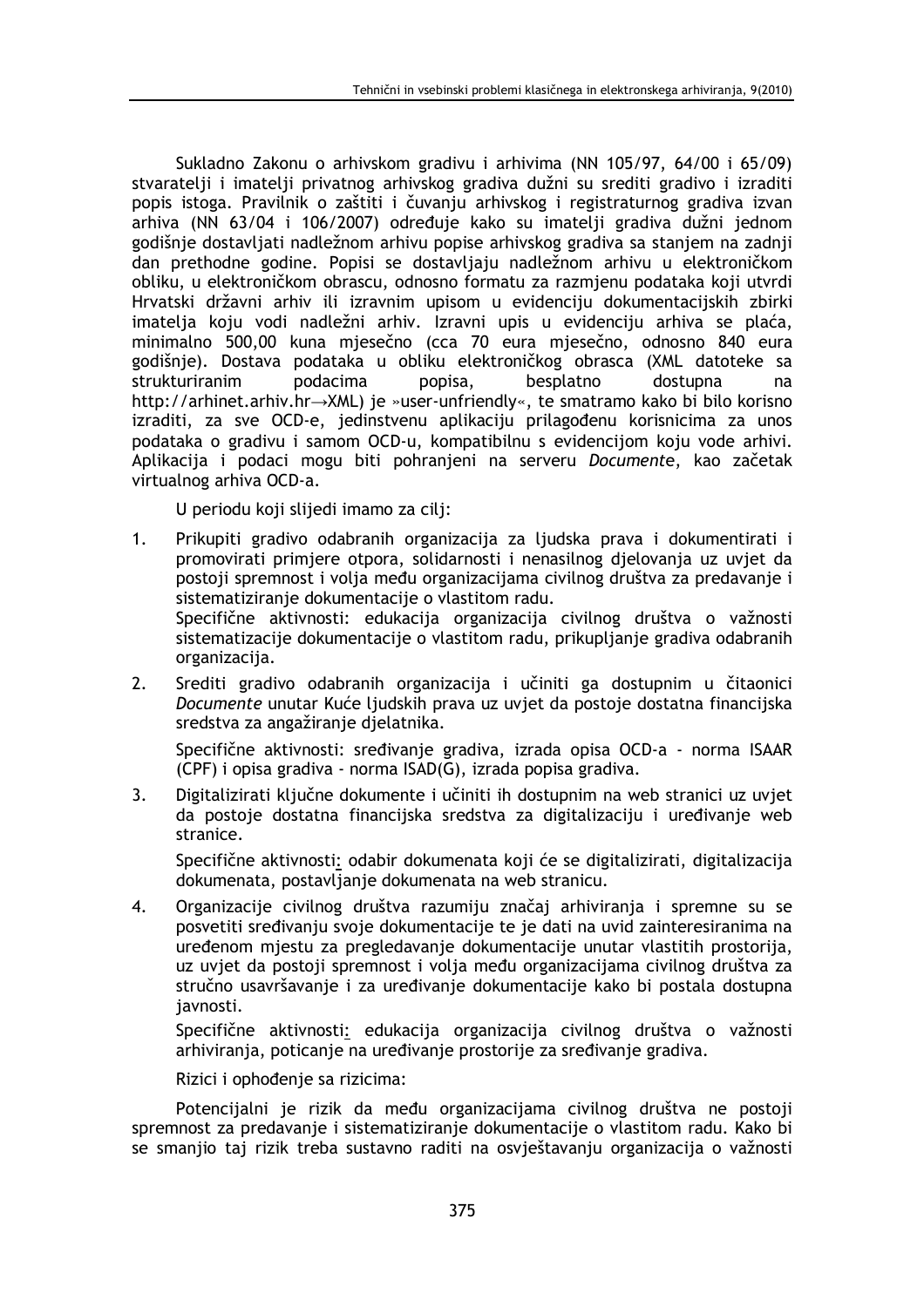Sukladno Zakonu o arhivskom gradivu i arhivima (NN 105/97, 64/00 i 65/09) stvaratelji i imatelji privatnog arhivskog gradiva dužni su srediti gradivo i izraditi popis istoga. Pravilnik o zaštiti i čuvanju arhivskog i registraturnog gradiva izvan arhiva (NN 63/04 i 106/2007) određuje kako su imatelji gradiva dužni jednom godišnje dostavljati nadležnom arhivu popise arhivskog gradiva sa stanjem na zadnji dan prethodne godine. Popisi se dostavljaju nadležnom arhivu u elektroničkom obliku, u elektroničkom obrascu, odnosno formatu za razmjenu podataka koji utvrdi Hrvatski državni arhiv ili izravnim upisom u evidenciju dokumentacijskih zbirki imatelja koju vodi nadležni arhiv. Izravni upis u evidenciju arhiva se plaća, minimalno 500,00 kuna mjesečno (cca 70 eura mjesečno, odnosno 840 eura godišnje). Dostava podataka u obliku elektroničkog obrasca (XML datoteke sa strukturiranim podacima popisa, besplatno dostupna na http://arhinet.arhiv.hr→XML) je »user-unfriendly«, te smatramo kako bi bilo korisno izraditi, za sve OCD-e, jedinstvenu aplikaciju prilagođenu korisnicima za unos podataka o gradivu i samom OCD-u, kompatibilnu s evidencijom koju vode arhivi. Aplikacija i podaci mogu biti pohranjeni na serveru *Documente*, kao začetak virtualnog arhiva OCD-a.

U periodu koji slijedi imamo za cilj:

1. Prikupiti gradivo odabranih organizacija za ljudska prava i dokumentirati i promovirati primjere otpora, solidarnosti i nenasilnog djelovanja uz uvjet da postoji spremnost i volja među organizacijama civilnog društva za predavanje i sistematiziranje dokumentacije o vlastitom radu.
   Specifične aktivnosti: edukacija organizacija civilnog društva o važnosti sistematizacije dokumentacije o vlastitom radu, prikupljanje gradiva odabranih organizacija.

2. Srediti gradivo odabranih organizacija i učiniti ga dostupnim u čitaonici *Documente* unutar Kuće ljudskih prava uz uvjet da postoje dostatna financijska sredstva za angažiranje djelatnika.

   Specifične aktivnosti: sređivanje gradiva, izrada opisa OCD-a - norma ISAAR (CPF) i opisa gradiva - norma ISAD(G), izrada popisa gradiva.

3. Digitalizirati ključne dokumente i učiniti ih dostupnim na web stranici uz uvjet da postoje dostatna financijska sredstva za digitalizaciju i uređivanje web stranice.

   Specifične aktivnosti: odabir dokumenata koji će se digitalizirati, digitalizacija dokumenata, postavljanje dokumenata na web stranicu.

4. Organizacije civilnog društva razumiju značaj arhiviranja i spremne su se posvetiti sređivanju svoje dokumentacije te je dati na uvid zainteresiranima na uređenom mjestu za pregledavanje dokumentacije unutar vlastitih prostorija, uz uvjet da postoji spremnost i volja među organizacijama civilnog društva za stručno usavršavanje i za uređivanje dokumentacije kako bi postala dostupna javnosti.

   Specifične aktivnosti: edukacija organizacija civilnog društva o važnosti arhiviranja, poticanje na uređivanje prostorije za sređivanje gradiva.

Rizici i ophođenje sa rizicima:

Potencijalni je rizik da među organizacijama civilnog društva ne postoji spremnost za predavanje i sistematiziranje dokumentacije o vlastitom radu. Kako bi se smanjio taj rizik treba sustavno raditi na osvještavanju organizacija o važnosti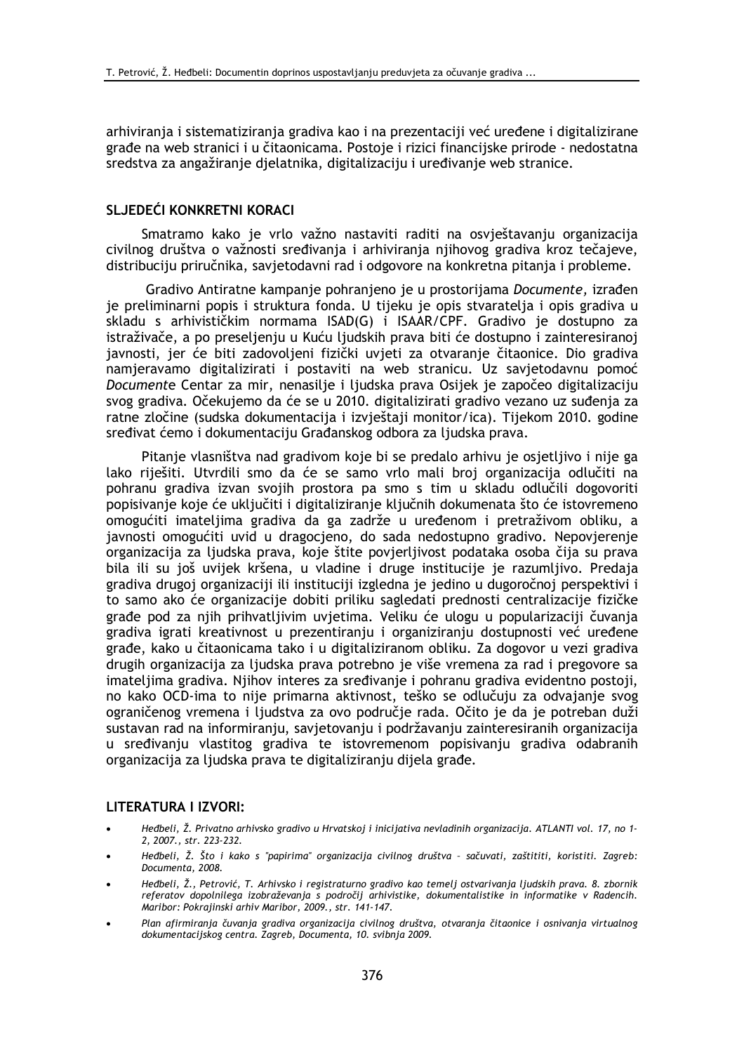arhiviranja i sistematiziranja gradiva kao i na prezentaciji već uređene i digitalizirane građe na web stranici i u čitaonicama. Postoje i rizici financijske prirode - nedostatna sredstva za angažiranje djelatnika, digitalizaciju i uređivanje web stranice.

## SLJEDEĆI KONKRETNI KORACI

Smatramo kako je vrlo važno nastaviti raditi na osvještavanju organizacija civilnog društva o važnosti sređivanja i arhiviranja njihovog gradiva kroz tečajeve, distribuciju priručnika, savjetodavni rad i odgovore na konkretna pitanja i probleme.

Gradivo Antiratne kampanje pohranjeno je u prostorijama *Documente*, izrađen je preliminarni popis i struktura fonda. U tijeku je opis stvaratelja i opis gradiva u skladu s arhivističkim normama ISAD(G) i ISAAR/CPF. Gradivo je dostupno za istraživače, a po preseljenju u Kuću ljudskih prava biti će dostupno i zainteresiranoj javnosti, jer će biti zadovoljeni fizički uvjeti za otvaranje čitaonice. Dio gradiva namjeravamo digitalizirati i postaviti na web stranicu. Uz savjetodavnu pomoć *Document*e Centar za mir, nenasilje i ljudska prava Osijek je započeo digitalizaciju svog gradiva. Očekujemo da će se u 2010. digitalizirati gradivo vezano uz suđenja za ratne zločine (sudska dokumentacija i izvještaji monitor/ica). Tijekom 2010. godine sređivat ćemo i dokumentaciju Građanskog odbora za ljudska prava.

Pitanje vlasništva nad gradivom koje bi se predalo arhivu je osjetljivo i nije ga lako riješiti. Utvrdili smo da će se samo vrlo mali broj organizacija odlučiti na pohranu gradiva izvan svojih prostora pa smo s tim u skladu odlučili dogovoriti popisivanje koje će uključiti i digitaliziranje ključnih dokumenata što će istovremeno omogućiti imateljima gradiva da ga zadrže u uređenom i pretraživom obliku, a javnosti omogućiti uvid u dragocjeno, do sada nedostupno gradivo. Nepovjerenje organizacija za ljudska prava, koje štite povjerljivost podataka osoba čija su prava bila ili su još uvijek kršena, u vladine i druge institucije je razumljivo. Predaja gradiva drugoj organizaciji ili instituciji izgledna je jedino u dugoročnoj perspektivi i to samo ako će organizacije dobiti priliku sagledati prednosti centralizacije fizičke građe pod za njih prihvatljivim uvjetima. Veliku će ulogu u popularizaciji čuvanja gradiva igrati kreativnost u prezentiranju i organiziranju dostupnosti već uređene građe, kako u čitaonicama tako i u digitaliziranom obliku. Za dogovor u vezi gradiva drugih organizacija za ljudska prava potrebno je više vremena za rad i pregovore sa imateljima gradiva. Njihov interes za sređivanje i pohranu gradiva evidentno postoji, no kako OCD-ima to nije primarna aktivnost, teško se odlučuju za odvajanje svog ograničenog vremena i ljudstva za ovo područje rada. Očito je da je potreban duži sustavan rad na informiranju, savjetovanju i podržavanju zainteresiranih organizacija u sređivanju vlastitog gradiva te istovremenom popisivanju gradiva odabranih organizacija za ljudska prava te digitaliziranju dijela građe.

## LITERATURA I IZVORI:

- *Heđbeli, Ž. Privatno arhivsko gradivo u Hrvatskoj i inicijativa nevladinih organizacija. ATLANTI vol. 17, no 1-2, 2007., str. 223-232.*
- *Heđbeli, Ž. Što i kako s "papirima" organizacija civilnog društva – sačuvati, zaštititi, koristiti. Zagreb: Documenta, 2008.*
- *Heđbeli, Ž., Petrović, T. Arhivsko i registraturno gradivo kao temelj ostvarivanja ljudskih prava. 8. zbornik referatov dopolnilega izobraževanja s področij arhivistike, dokumentalistike in informatike v Radencih. Maribor: Pokrajinski arhiv Maribor, 2009., str. 141-147.*
- *Plan afirmiranja čuvanja gradiva organizacija civilnog društva, otvaranja čitaonice i osnivanja virtualnog dokumentacijskog centra. Zagreb, Documenta, 10. svibnja 2009.*